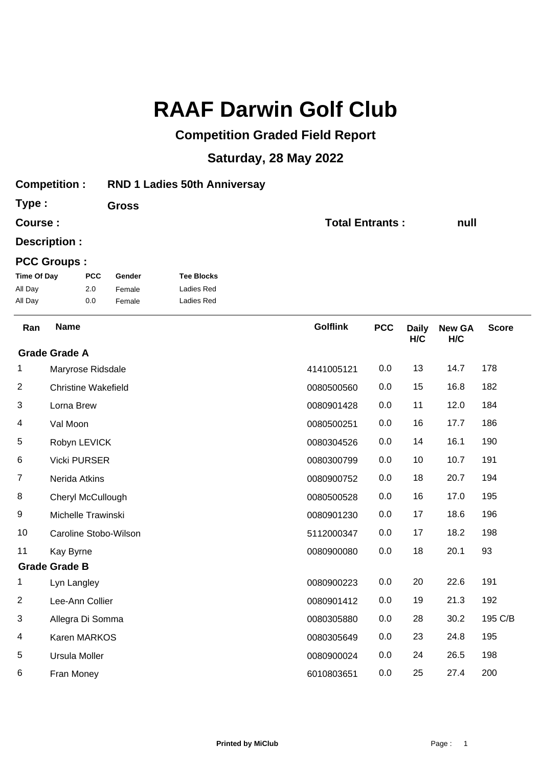# RAAF Darwin Golf Club

## Competition Graded Field Report

## Saturday, 28 May 2022

**Competition :** RND 1 Ladies 50th Anniversay

**Type :** Gross

**Course :** **Total Entrants :** null

**Description :**

**PCC Groups :**

| Time Of Day | PCC | Gender | Tee Blocks |
|---|---|---|---|
| All Day | 2.0 | Female | Ladies Red |
| All Day | 0.0 | Female | Ladies Red |

| Ran | Name | Golflink | PCC | Daily H/C | New GA H/C | Score |
|---|---|---|---|---|---|---|
| **Grade Grade A** | | | | | | |
| 1 | Maryrose Ridsdale | 4141005121 | 0.0 | 13 | 14.7 | 178 |
| 2 | Christine Wakefield | 0080500560 | 0.0 | 15 | 16.8 | 182 |
| 3 | Lorna Brew | 0080901428 | 0.0 | 11 | 12.0 | 184 |
| 4 | Val Moon | 0080500251 | 0.0 | 16 | 17.7 | 186 |
| 5 | Robyn LEVICK | 0080304526 | 0.0 | 14 | 16.1 | 190 |
| 6 | Vicki PURSER | 0080300799 | 0.0 | 10 | 10.7 | 191 |
| 7 | Nerida Atkins | 0080900752 | 0.0 | 18 | 20.7 | 194 |
| 8 | Cheryl McCullough | 0080500528 | 0.0 | 16 | 17.0 | 195 |
| 9 | Michelle Trawinski | 0080901230 | 0.0 | 17 | 18.6 | 196 |
| 10 | Caroline Stobo-Wilson | 5112000347 | 0.0 | 17 | 18.2 | 198 |
| 11 | Kay Byrne | 0080900080 | 0.0 | 18 | 20.1 | 93 |
| **Grade Grade B** | | | | | | |
| 1 | Lyn Langley | 0080900223 | 0.0 | 20 | 22.6 | 191 |
| 2 | Lee-Ann Collier | 0080901412 | 0.0 | 19 | 21.3 | 192 |
| 3 | Allegra Di Somma | 0080305880 | 0.0 | 28 | 30.2 | 195 C/B |
| 4 | Karen MARKOS | 0080305649 | 0.0 | 23 | 24.8 | 195 |
| 5 | Ursula Moller | 0080900024 | 0.0 | 24 | 26.5 | 198 |
| 6 | Fran Money | 6010803651 | 0.0 | 25 | 27.4 | 200 |

Printed by MiClub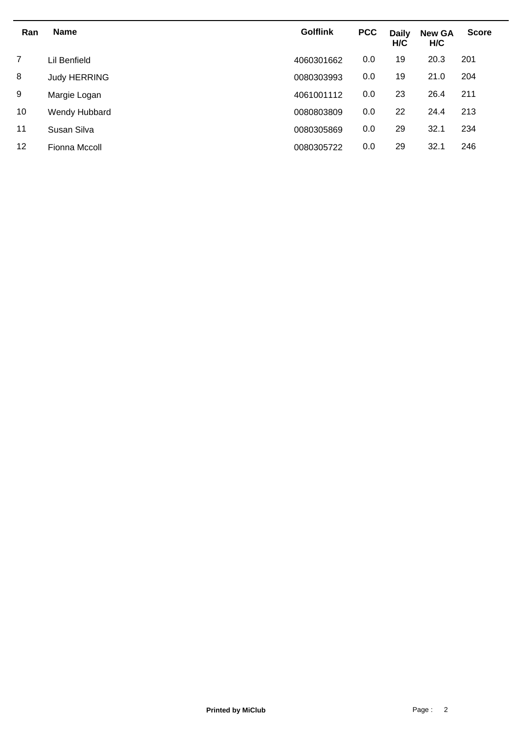| Ran | Name | Golflink | PCC | Daily H/C | New GA H/C | Score |
|---|---|---|---|---|---|---|
| 7 | Lil Benfield | 4060301662 | 0.0 | 19 | 20.3 | 201 |
| 8 | Judy HERRING | 0080303993 | 0.0 | 19 | 21.0 | 204 |
| 9 | Margie Logan | 4061001112 | 0.0 | 23 | 26.4 | 211 |
| 10 | Wendy Hubbard | 0080803809 | 0.0 | 22 | 24.4 | 213 |
| 11 | Susan Silva | 0080305869 | 0.0 | 29 | 32.1 | 234 |
| 12 | Fionna Mccoll | 0080305722 | 0.0 | 29 | 32.1 | 246 |

**Printed by MiClub**